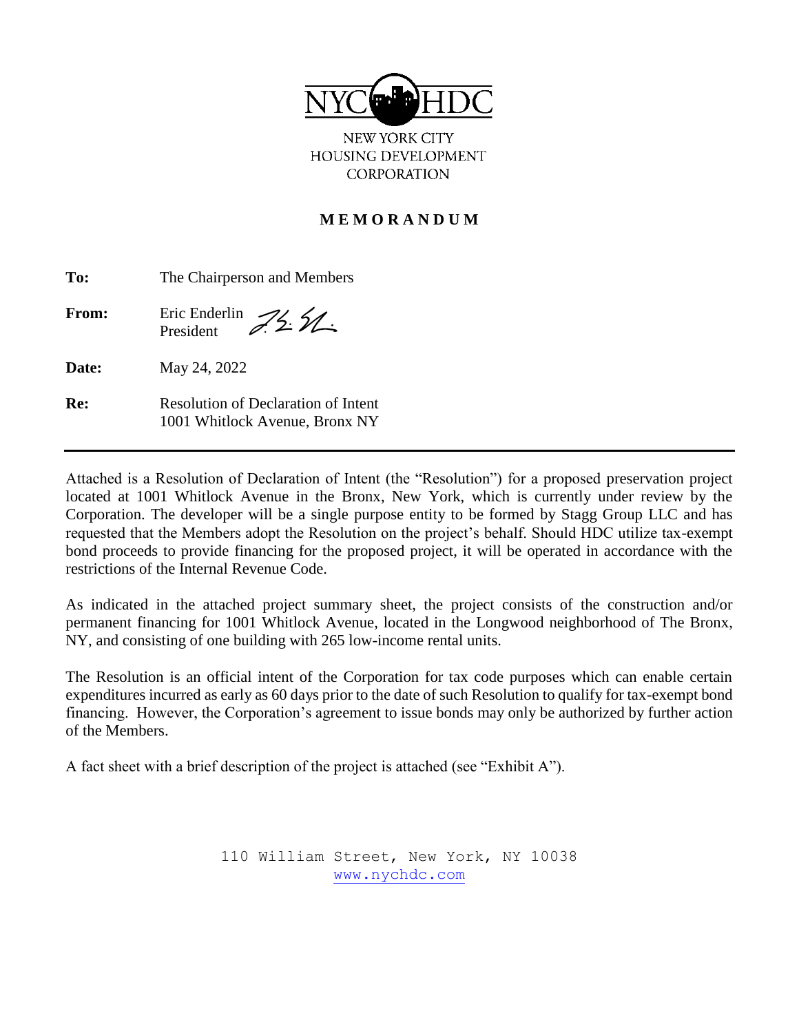NYC HDC

NEW YORK CITY
HOUSING DEVELOPMENT
CORPORATION

# MEMORANDUM

**To:** The Chairperson and Members

**From:** Eric Enderlin
President

**Date:** May 24, 2022

**Re:** Resolution of Declaration of Intent
1001 Whitlock Avenue, Bronx NY

---

Attached is a Resolution of Declaration of Intent (the "Resolution") for a proposed preservation project located at 1001 Whitlock Avenue in the Bronx, New York, which is currently under review by the Corporation. The developer will be a single purpose entity to be formed by Stagg Group LLC and has requested that the Members adopt the Resolution on the project's behalf. Should HDC utilize tax-exempt bond proceeds to provide financing for the proposed project, it will be operated in accordance with the restrictions of the Internal Revenue Code.

As indicated in the attached project summary sheet, the project consists of the construction and/or permanent financing for 1001 Whitlock Avenue, located in the Longwood neighborhood of The Bronx, NY, and consisting of one building with 265 low-income rental units.

The Resolution is an official intent of the Corporation for tax code purposes which can enable certain expenditures incurred as early as 60 days prior to the date of such Resolution to qualify for tax-exempt bond financing. However, the Corporation's agreement to issue bonds may only be authorized by further action of the Members.

A fact sheet with a brief description of the project is attached (see "Exhibit A").

110 William Street, New York, NY 10038
www.nychdc.com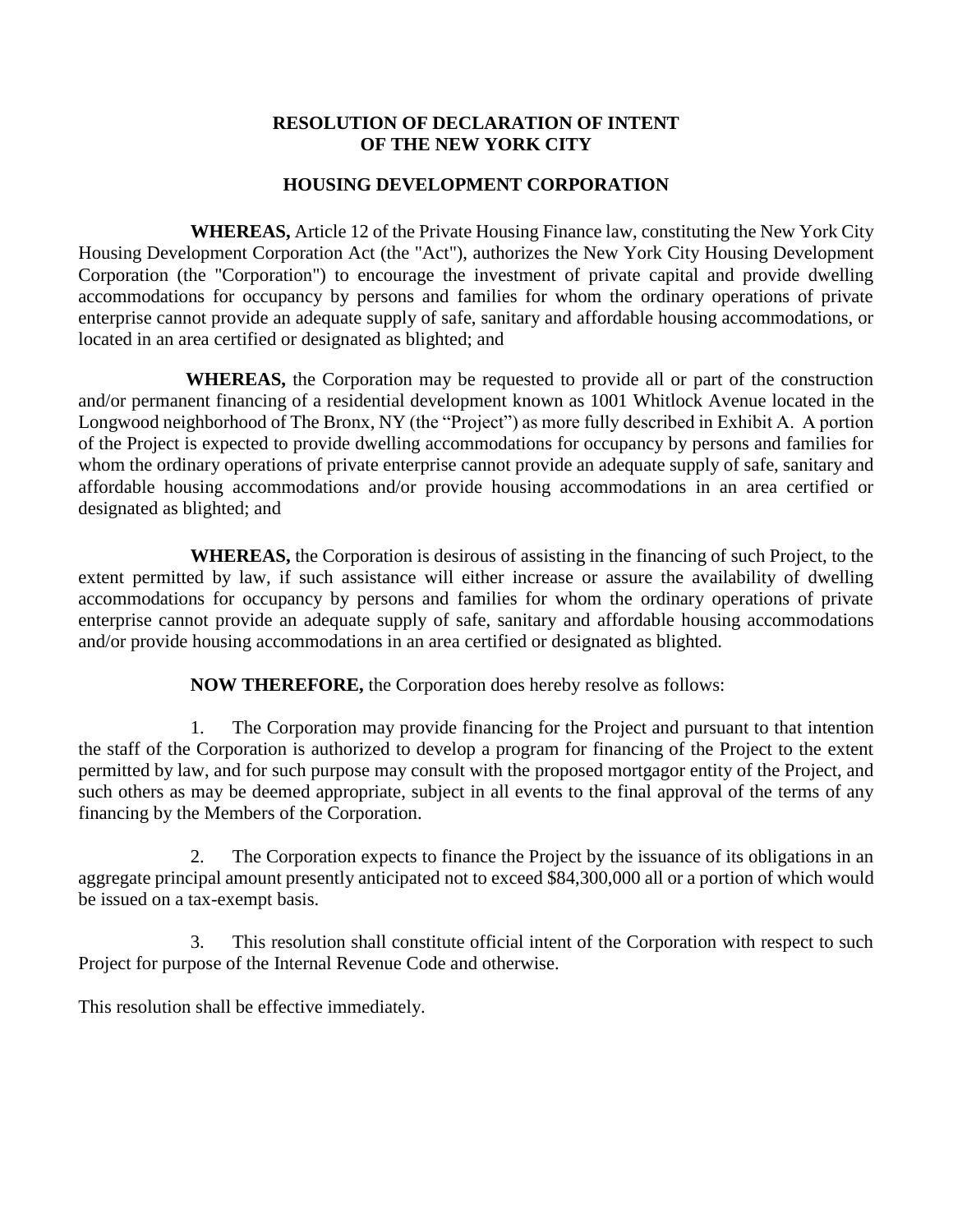# RESOLUTION OF DECLARATION OF INTENT OF THE NEW YORK CITY

# HOUSING DEVELOPMENT CORPORATION

**WHEREAS,** Article 12 of the Private Housing Finance law, constituting the New York City Housing Development Corporation Act (the "Act"), authorizes the New York City Housing Development Corporation (the "Corporation") to encourage the investment of private capital and provide dwelling accommodations for occupancy by persons and families for whom the ordinary operations of private enterprise cannot provide an adequate supply of safe, sanitary and affordable housing accommodations, or located in an area certified or designated as blighted; and

**WHEREAS,** the Corporation may be requested to provide all or part of the construction and/or permanent financing of a residential development known as 1001 Whitlock Avenue located in the Longwood neighborhood of The Bronx, NY (the "Project") as more fully described in Exhibit A. A portion of the Project is expected to provide dwelling accommodations for occupancy by persons and families for whom the ordinary operations of private enterprise cannot provide an adequate supply of safe, sanitary and affordable housing accommodations and/or provide housing accommodations in an area certified or designated as blighted; and

**WHEREAS,** the Corporation is desirous of assisting in the financing of such Project, to the extent permitted by law, if such assistance will either increase or assure the availability of dwelling accommodations for occupancy by persons and families for whom the ordinary operations of private enterprise cannot provide an adequate supply of safe, sanitary and affordable housing accommodations and/or provide housing accommodations in an area certified or designated as blighted.

**NOW THEREFORE,** the Corporation does hereby resolve as follows:

1. The Corporation may provide financing for the Project and pursuant to that intention the staff of the Corporation is authorized to develop a program for financing of the Project to the extent permitted by law, and for such purpose may consult with the proposed mortgagor entity of the Project, and such others as may be deemed appropriate, subject in all events to the final approval of the terms of any financing by the Members of the Corporation.

2. The Corporation expects to finance the Project by the issuance of its obligations in an aggregate principal amount presently anticipated not to exceed $84,300,000 all or a portion of which would be issued on a tax-exempt basis.

3. This resolution shall constitute official intent of the Corporation with respect to such Project for purpose of the Internal Revenue Code and otherwise.

This resolution shall be effective immediately.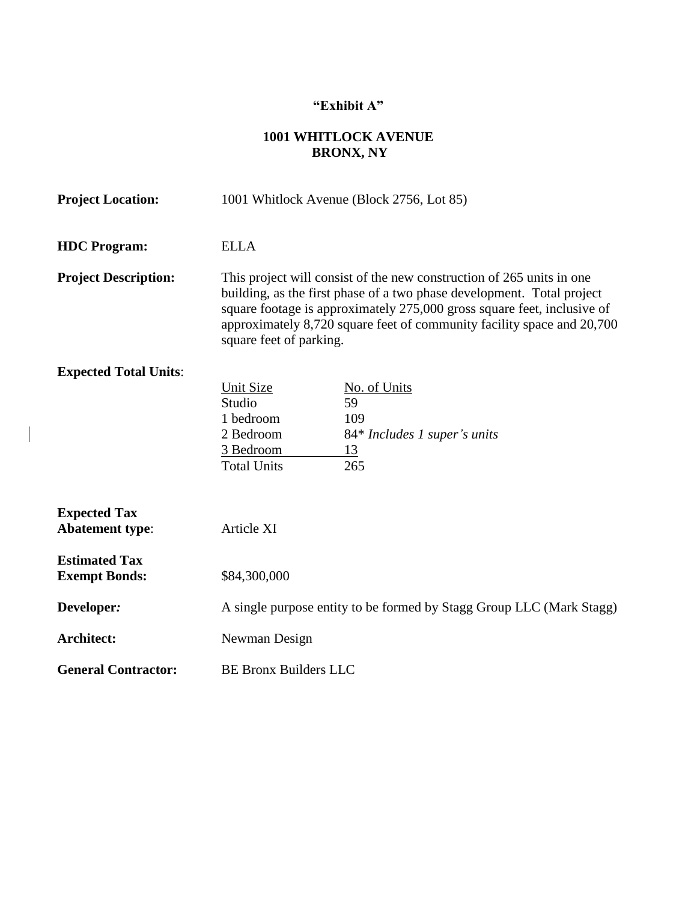**"Exhibit A"**

**1001 WHITLOCK AVENUE**
**BRONX, NY**

**Project Location:** 1001 Whitlock Avenue (Block 2756, Lot 85)

**HDC Program:** ELLA

**Project Description:** This project will consist of the new construction of 265 units in one building, as the first phase of a two phase development. Total project square footage is approximately 275,000 gross square feet, inclusive of approximately 8,720 square feet of community facility space and 20,700 square feet of parking.

**Expected Total Units**:

| Unit Size | No. of Units |
|---|---|
| Studio | 59 |
| 1 bedroom | 109 |
| 2 Bedroom | 84* *Includes 1 super's units* |
| 3 Bedroom | 13 |
| Total Units | 265 |

**Expected Tax Abatement type**: Article XI

**Estimated Tax Exempt Bonds:** $84,300,000

**Developer:** A single purpose entity to be formed by Stagg Group LLC (Mark Stagg)

**Architect:** Newman Design

**General Contractor:** BE Bronx Builders LLC